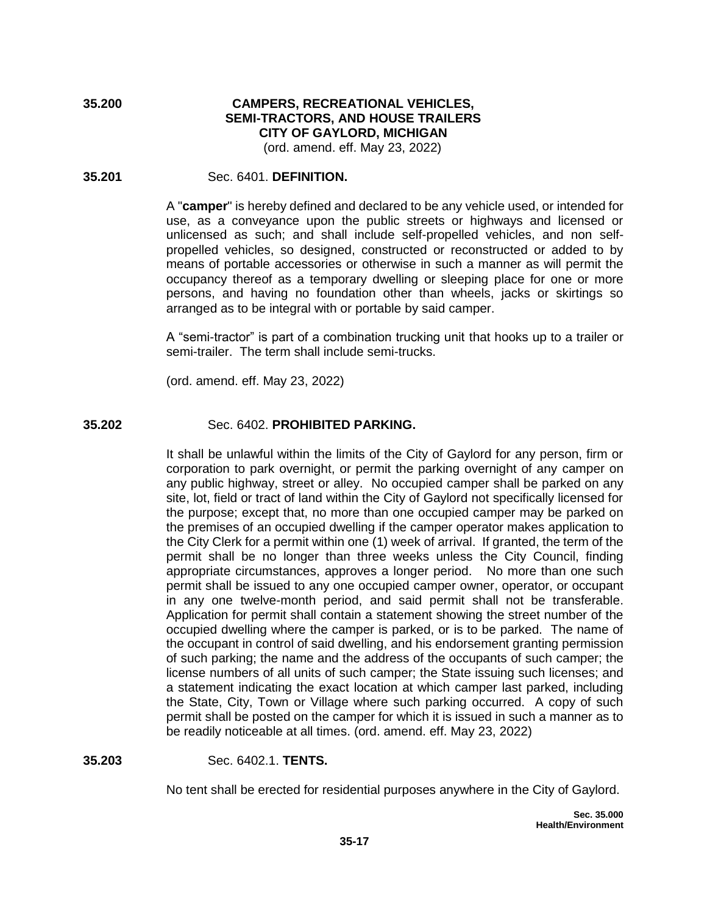**35.200** **CAMPERS, RECREATIONAL VEHICLES, SEMI-TRACTORS, AND HOUSE TRAILERS CITY OF GAYLORD, MICHIGAN**
(ord. amend. eff. May 23, 2022)

**35.201** Sec. 6401. **DEFINITION.**

A "**camper**" is hereby defined and declared to be any vehicle used, or intended for use, as a conveyance upon the public streets or highways and licensed or unlicensed as such; and shall include self-propelled vehicles, and non self-propelled vehicles, so designed, constructed or reconstructed or added to by means of portable accessories or otherwise in such a manner as will permit the occupancy thereof as a temporary dwelling or sleeping place for one or more persons, and having no foundation other than wheels, jacks or skirtings so arranged as to be integral with or portable by said camper.

A "semi-tractor" is part of a combination trucking unit that hooks up to a trailer or semi-trailer. The term shall include semi-trucks.

(ord. amend. eff. May 23, 2022)

**35.202** Sec. 6402. **PROHIBITED PARKING.**

It shall be unlawful within the limits of the City of Gaylord for any person, firm or corporation to park overnight, or permit the parking overnight of any camper on any public highway, street or alley. No occupied camper shall be parked on any site, lot, field or tract of land within the City of Gaylord not specifically licensed for the purpose; except that, no more than one occupied camper may be parked on the premises of an occupied dwelling if the camper operator makes application to the City Clerk for a permit within one (1) week of arrival. If granted, the term of the permit shall be no longer than three weeks unless the City Council, finding appropriate circumstances, approves a longer period. No more than one such permit shall be issued to any one occupied camper owner, operator, or occupant in any one twelve-month period, and said permit shall not be transferable. Application for permit shall contain a statement showing the street number of the occupied dwelling where the camper is parked, or is to be parked. The name of the occupant in control of said dwelling, and his endorsement granting permission of such parking; the name and the address of the occupants of such camper; the license numbers of all units of such camper; the State issuing such licenses; and a statement indicating the exact location at which camper last parked, including the State, City, Town or Village where such parking occurred. A copy of such permit shall be posted on the camper for which it is issued in such a manner as to be readily noticeable at all times. (ord. amend. eff. May 23, 2022)

**35.203** Sec. 6402.1. **TENTS.**

No tent shall be erected for residential purposes anywhere in the City of Gaylord.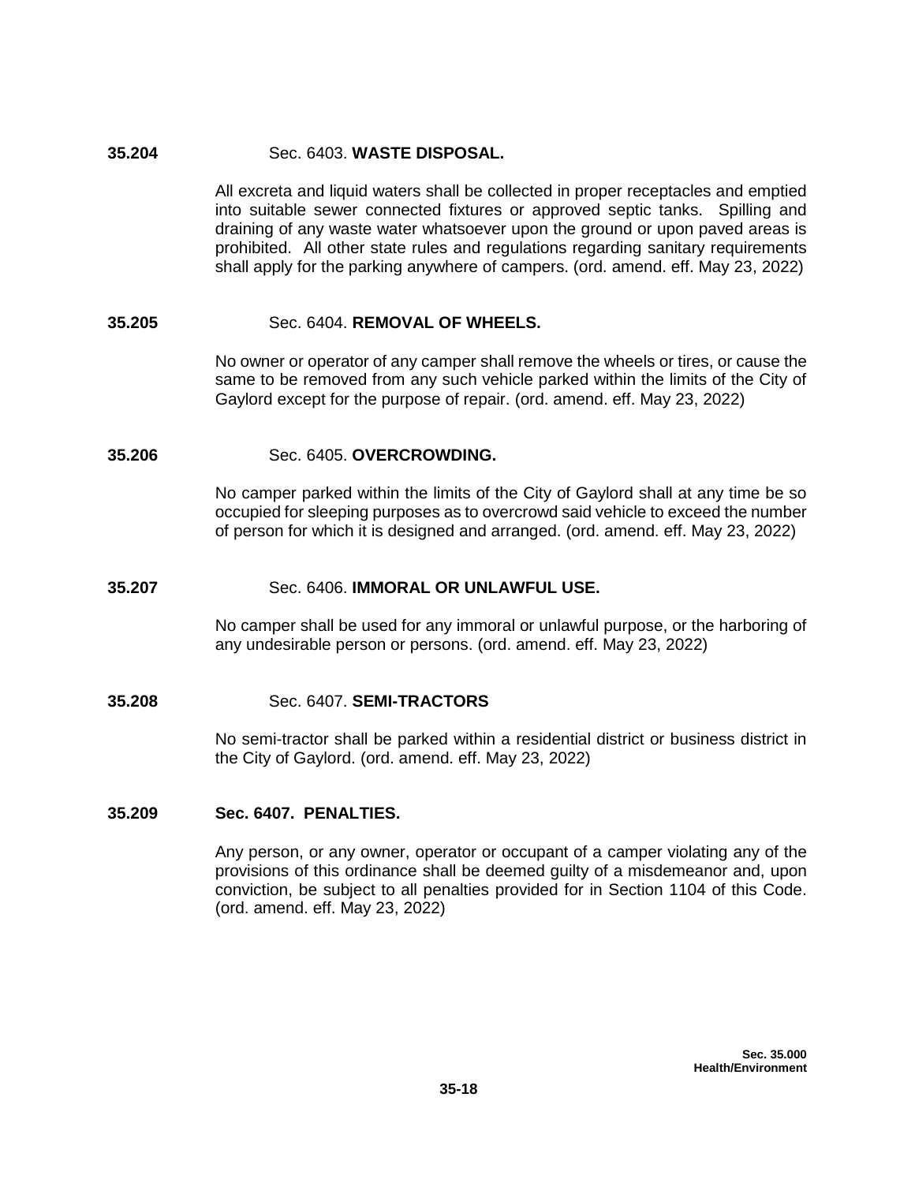**35.204** Sec. 6403. **WASTE DISPOSAL.**

All excreta and liquid waters shall be collected in proper receptacles and emptied into suitable sewer connected fixtures or approved septic tanks. Spilling and draining of any waste water whatsoever upon the ground or upon paved areas is prohibited. All other state rules and regulations regarding sanitary requirements shall apply for the parking anywhere of campers. (ord. amend. eff. May 23, 2022)

**35.205** Sec. 6404. **REMOVAL OF WHEELS.**

No owner or operator of any camper shall remove the wheels or tires, or cause the same to be removed from any such vehicle parked within the limits of the City of Gaylord except for the purpose of repair. (ord. amend. eff. May 23, 2022)

**35.206** Sec. 6405. **OVERCROWDING.**

No camper parked within the limits of the City of Gaylord shall at any time be so occupied for sleeping purposes as to overcrowd said vehicle to exceed the number of person for which it is designed and arranged. (ord. amend. eff. May 23, 2022)

**35.207** Sec. 6406. **IMMORAL OR UNLAWFUL USE.**

No camper shall be used for any immoral or unlawful purpose, or the harboring of any undesirable person or persons. (ord. amend. eff. May 23, 2022)

**35.208** Sec. 6407. **SEMI-TRACTORS**

No semi-tractor shall be parked within a residential district or business district in the City of Gaylord. (ord. amend. eff. May 23, 2022)

**35.209 Sec. 6407. PENALTIES.**

Any person, or any owner, operator or occupant of a camper violating any of the provisions of this ordinance shall be deemed guilty of a misdemeanor and, upon conviction, be subject to all penalties provided for in Section 1104 of this Code. (ord. amend. eff. May 23, 2022)